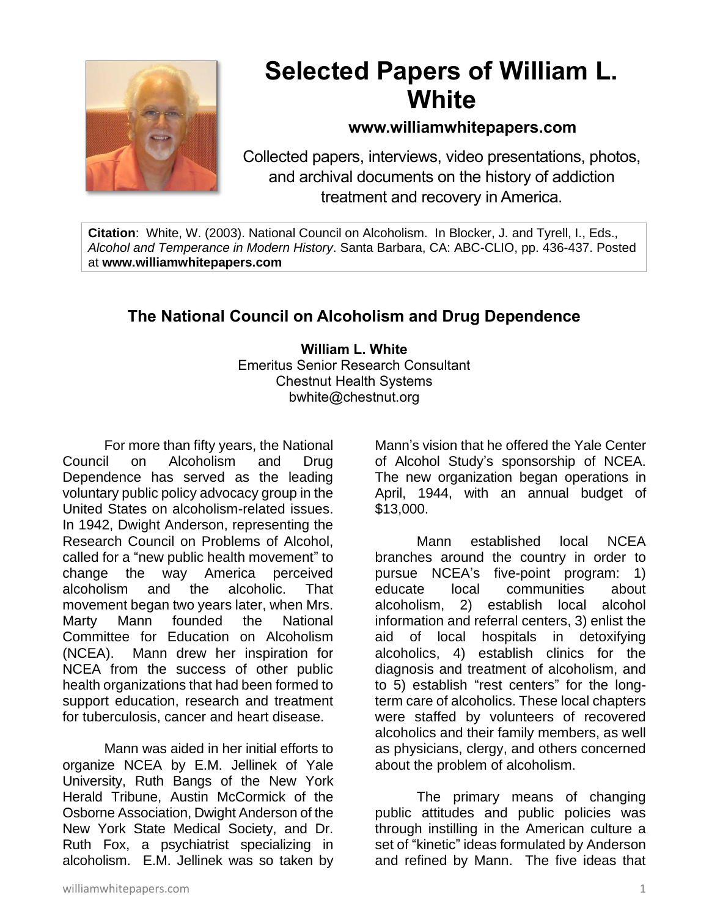# Selected Papers of William L. White

**www.williamwhitepapers.com**

Collected papers, interviews, video presentations, photos, and archival documents on the history of addiction treatment and recovery in America.

**Citation**: White, W. (2003). National Council on Alcoholism. In Blocker, J. and Tyrell, I., Eds., *Alcohol and Temperance in Modern History*. Santa Barbara, CA: ABC-CLIO, pp. 436-437. Posted at **www.williamwhitepapers.com**

## The National Council on Alcoholism and Drug Dependence

**William L. White**
Emeritus Senior Research Consultant
Chestnut Health Systems
bwhite@chestnut.org

For more than fifty years, the National Council on Alcoholism and Drug Dependence has served as the leading voluntary public policy advocacy group in the United States on alcoholism-related issues. In 1942, Dwight Anderson, representing the Research Council on Problems of Alcohol, called for a "new public health movement" to change the way America perceived alcoholism and the alcoholic. That movement began two years later, when Mrs. Marty Mann founded the National Committee for Education on Alcoholism (NCEA). Mann drew her inspiration for NCEA from the success of other public health organizations that had been formed to support education, research and treatment for tuberculosis, cancer and heart disease.

Mann was aided in her initial efforts to organize NCEA by E.M. Jellinek of Yale University, Ruth Bangs of the New York Herald Tribune, Austin McCormick of the Osborne Association, Dwight Anderson of the New York State Medical Society, and Dr. Ruth Fox, a psychiatrist specializing in alcoholism. E.M. Jellinek was so taken by Mann's vision that he offered the Yale Center of Alcohol Study's sponsorship of NCEA. The new organization began operations in April, 1944, with an annual budget of $13,000.

Mann established local NCEA branches around the country in order to pursue NCEA's five-point program: 1) educate local communities about alcoholism, 2) establish local alcohol information and referral centers, 3) enlist the aid of local hospitals in detoxifying alcoholics, 4) establish clinics for the diagnosis and treatment of alcoholism, and to 5) establish "rest centers" for the long-term care of alcoholics. These local chapters were staffed by volunteers of recovered alcoholics and their family members, as well as physicians, clergy, and others concerned about the problem of alcoholism.

The primary means of changing public attitudes and public policies was through instilling in the American culture a set of "kinetic" ideas formulated by Anderson and refined by Mann. The five ideas that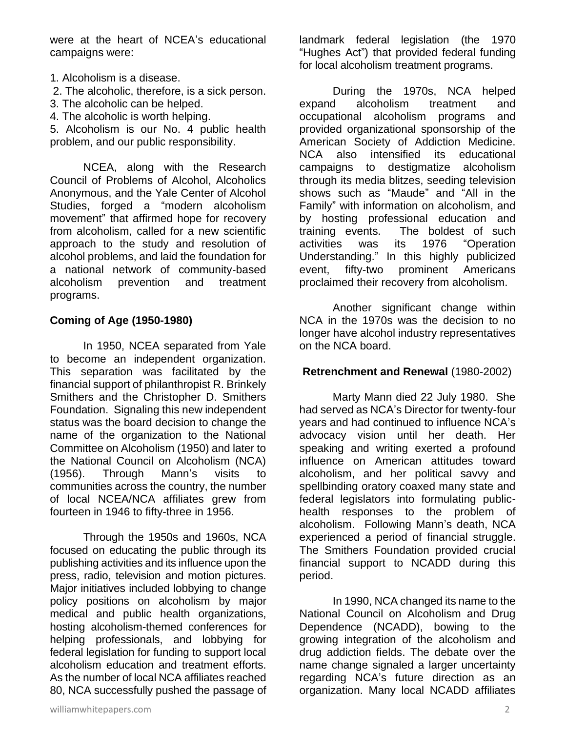were at the heart of NCEA's educational campaigns were:

1. Alcoholism is a disease.
2. The alcoholic, therefore, is a sick person.
3. The alcoholic can be helped.
4. The alcoholic is worth helping.
5. Alcoholism is our No. 4 public health problem, and our public responsibility.

NCEA, along with the Research Council of Problems of Alcohol, Alcoholics Anonymous, and the Yale Center of Alcohol Studies, forged a "modern alcoholism movement" that affirmed hope for recovery from alcoholism, called for a new scientific approach to the study and resolution of alcohol problems, and laid the foundation for a national network of community-based alcoholism prevention and treatment programs.

**Coming of Age (1950-1980)**

In 1950, NCEA separated from Yale to become an independent organization. This separation was facilitated by the financial support of philanthropist R. Brinkely Smithers and the Christopher D. Smithers Foundation. Signaling this new independent status was the board decision to change the name of the organization to the National Committee on Alcoholism (1950) and later to the National Council on Alcoholism (NCA) (1956). Through Mann's visits to communities across the country, the number of local NCEA/NCA affiliates grew from fourteen in 1946 to fifty-three in 1956.

Through the 1950s and 1960s, NCA focused on educating the public through its publishing activities and its influence upon the press, radio, television and motion pictures. Major initiatives included lobbying to change policy positions on alcoholism by major medical and public health organizations, hosting alcoholism-themed conferences for helping professionals, and lobbying for federal legislation for funding to support local alcoholism education and treatment efforts. As the number of local NCA affiliates reached 80, NCA successfully pushed the passage of landmark federal legislation (the 1970 "Hughes Act") that provided federal funding for local alcoholism treatment programs.

During the 1970s, NCA helped expand alcoholism treatment and occupational alcoholism programs and provided organizational sponsorship of the American Society of Addiction Medicine. NCA also intensified its educational campaigns to destigmatize alcoholism through its media blitzes, seeding television shows such as "Maude" and "All in the Family" with information on alcoholism, and by hosting professional education and training events. The boldest of such activities was its 1976 "Operation Understanding." In this highly publicized event, fifty-two prominent Americans proclaimed their recovery from alcoholism.

Another significant change within NCA in the 1970s was the decision to no longer have alcohol industry representatives on the NCA board.

**Retrenchment and Renewal** (1980-2002)

Marty Mann died 22 July 1980. She had served as NCA's Director for twenty-four years and had continued to influence NCA's advocacy vision until her death. Her speaking and writing exerted a profound influence on American attitudes toward alcoholism, and her political savvy and spellbinding oratory coaxed many state and federal legislators into formulating public-health responses to the problem of alcoholism. Following Mann's death, NCA experienced a period of financial struggle. The Smithers Foundation provided crucial financial support to NCADD during this period.

In 1990, NCA changed its name to the National Council on Alcoholism and Drug Dependence (NCADD), bowing to the growing integration of the alcoholism and drug addiction fields. The debate over the name change signaled a larger uncertainty regarding NCA's future direction as an organization. Many local NCADD affiliates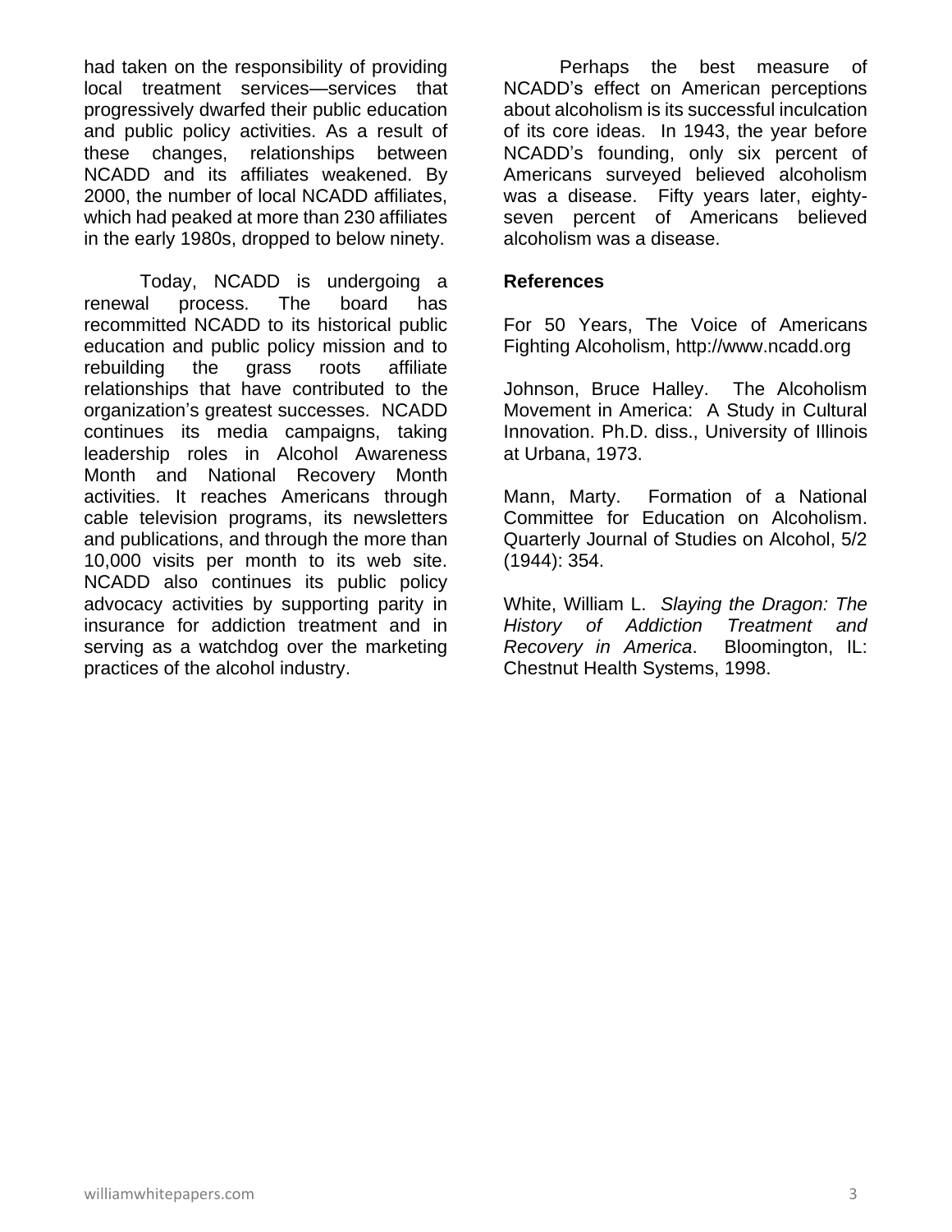had taken on the responsibility of providing local treatment services—services that progressively dwarfed their public education and public policy activities. As a result of these changes, relationships between NCADD and its affiliates weakened. By 2000, the number of local NCADD affiliates, which had peaked at more than 230 affiliates in the early 1980s, dropped to below ninety.

Today, NCADD is undergoing a renewal process. The board has recommitted NCADD to its historical public education and public policy mission and to rebuilding the grass roots affiliate relationships that have contributed to the organization's greatest successes. NCADD continues its media campaigns, taking leadership roles in Alcohol Awareness Month and National Recovery Month activities. It reaches Americans through cable television programs, its newsletters and publications, and through the more than 10,000 visits per month to its web site. NCADD also continues its public policy advocacy activities by supporting parity in insurance for addiction treatment and in serving as a watchdog over the marketing practices of the alcohol industry.

Perhaps the best measure of NCADD's effect on American perceptions about alcoholism is its successful inculcation of its core ideas. In 1943, the year before NCADD's founding, only six percent of Americans surveyed believed alcoholism was a disease. Fifty years later, eighty-seven percent of Americans believed alcoholism was a disease.

**References**

For 50 Years, The Voice of Americans Fighting Alcoholism, http://www.ncadd.org

Johnson, Bruce Halley. The Alcoholism Movement in America: A Study in Cultural Innovation. Ph.D. diss., University of Illinois at Urbana, 1973.

Mann, Marty. Formation of a National Committee for Education on Alcoholism. Quarterly Journal of Studies on Alcohol, 5/2 (1944): 354.

White, William L. *Slaying the Dragon: The History of Addiction Treatment and Recovery in America*. Bloomington, IL: Chestnut Health Systems, 1998.